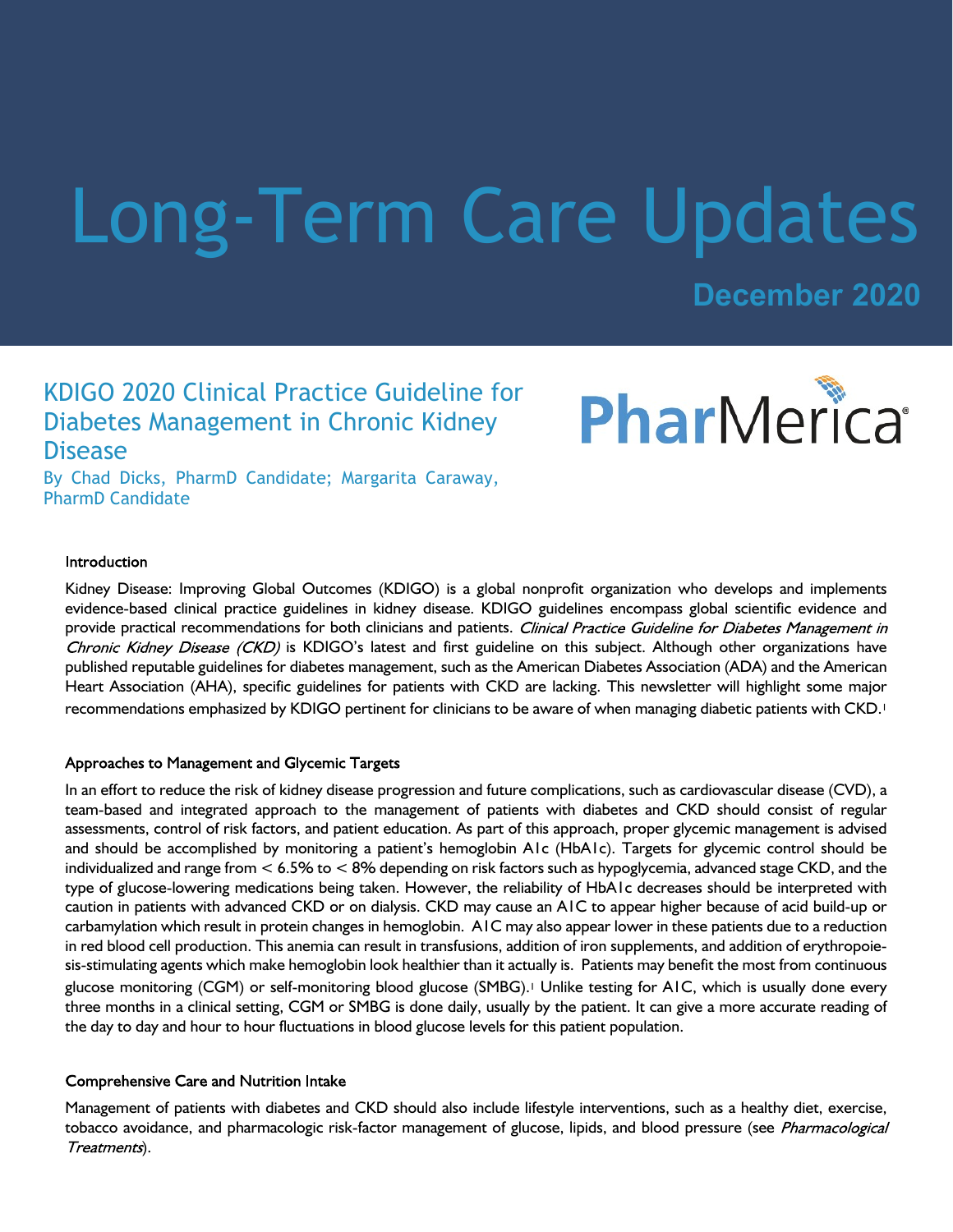# Long-Term Care Updates

**December 2020**

## KDIGO 2020 Clinical Practice Guideline for Diabetes Management in Chronic Kidney Disease

By Chad Dicks, PharmD Candidate; Margarita Caraway, PharmD Candidate

PharMerica

### Introduction

Kidney Disease: Improving Global Outcomes (KDIGO) is a global nonprofit organization who develops and implements evidence-based clinical practice guidelines in kidney disease. KDIGO guidelines encompass global scientific evidence and provide practical recommendations for both clinicians and patients. *Clinical Practice Guideline for Diabetes Management in Chronic Kidney Disease (CKD)* is KDIGO's latest and first guideline on this subject. Although other organizations have published reputable guidelines for diabetes management, such as the American Diabetes Association (ADA) and the American Heart Association (AHA), specific guidelines for patients with CKD are lacking. This newsletter will highlight some major recommendations emphasized by KDIGO pertinent for clinicians to be aware of when managing diabetic patients with CKD.[1]

### Approaches to Management and Glycemic Targets

In an effort to reduce the risk of kidney disease progression and future complications, such as cardiovascular disease (CVD), a team-based and integrated approach to the management of patients with diabetes and CKD should consist of regular assessments, control of risk factors, and patient education. As part of this approach, proper glycemic management is advised and should be accomplished by monitoring a patient's hemoglobin A1c (HbA1c). Targets for glycemic control should be individualized and range from < 6.5% to < 8% depending on risk factors such as hypoglycemia, advanced stage CKD, and the type of glucose-lowering medications being taken. However, the reliability of HbA1c decreases should be interpreted with caution in patients with advanced CKD or on dialysis. CKD may cause an A1C to appear higher because of acid build-up or carbamylation which result in protein changes in hemoglobin. A1C may also appear lower in these patients due to a reduction in red blood cell production. This anemia can result in transfusions, addition of iron supplements, and addition of erythropoiesis-stimulating agents which make hemoglobin look healthier than it actually is. Patients may benefit the most from continuous glucose monitoring (CGM) or self-monitoring blood glucose (SMBG).[1] Unlike testing for A1C, which is usually done every three months in a clinical setting, CGM or SMBG is done daily, usually by the patient. It can give a more accurate reading of the day to day and hour to hour fluctuations in blood glucose levels for this patient population.

### Comprehensive Care and Nutrition Intake

Management of patients with diabetes and CKD should also include lifestyle interventions, such as a healthy diet, exercise, tobacco avoidance, and pharmacologic risk-factor management of glucose, lipids, and blood pressure (see *Pharmacological Treatments*).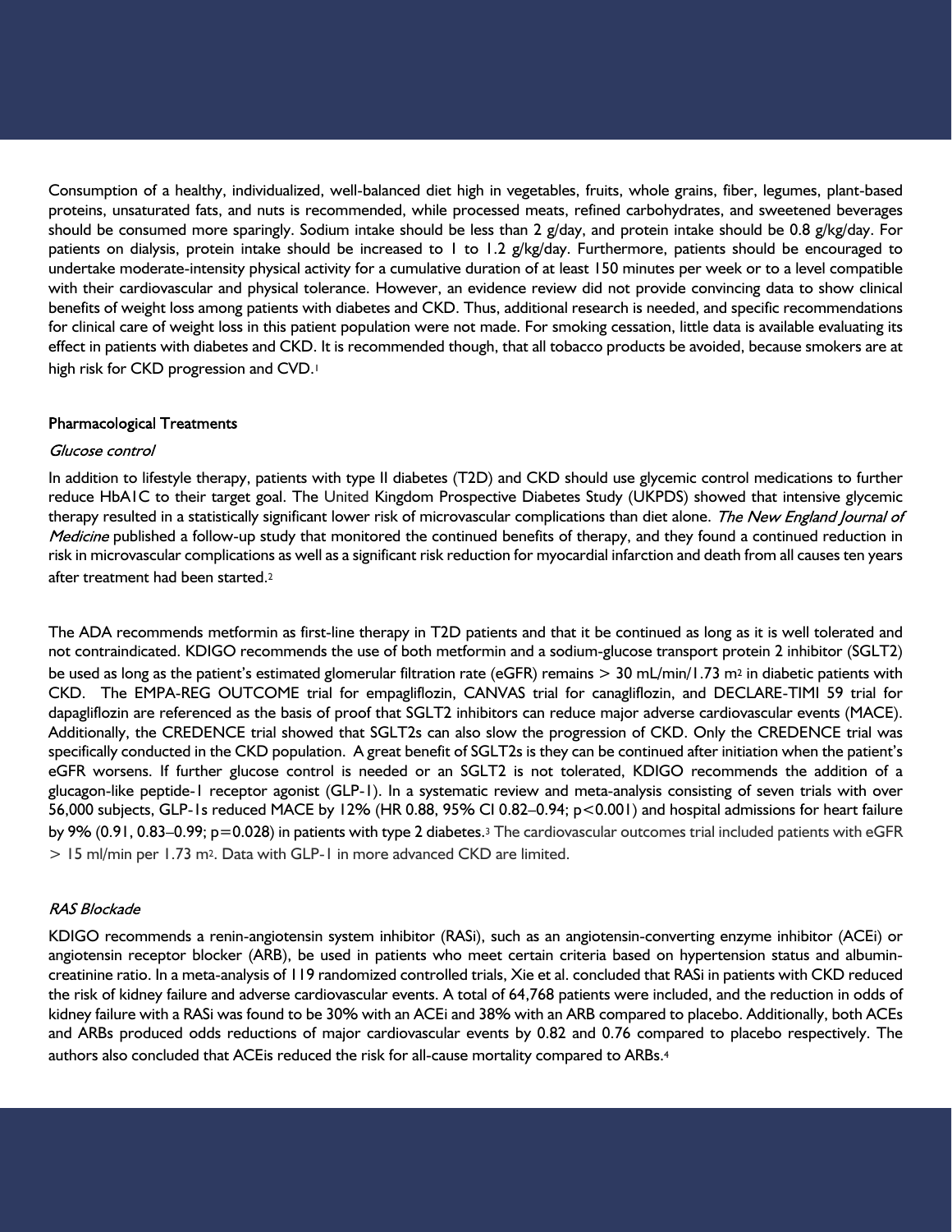Consumption of a healthy, individualized, well-balanced diet high in vegetables, fruits, whole grains, fiber, legumes, plant-based proteins, unsaturated fats, and nuts is recommended, while processed meats, refined carbohydrates, and sweetened beverages should be consumed more sparingly. Sodium intake should be less than 2 g/day, and protein intake should be 0.8 g/kg/day. For patients on dialysis, protein intake should be increased to 1 to 1.2 g/kg/day. Furthermore, patients should be encouraged to undertake moderate-intensity physical activity for a cumulative duration of at least 150 minutes per week or to a level compatible with their cardiovascular and physical tolerance. However, an evidence review did not provide convincing data to show clinical benefits of weight loss among patients with diabetes and CKD. Thus, additional research is needed, and specific recommendations for clinical care of weight loss in this patient population were not made. For smoking cessation, little data is available evaluating its effect in patients with diabetes and CKD. It is recommended though, that all tobacco products be avoided, because smokers are at high risk for CKD progression and CVD.[1]

### Pharmacological Treatments

*Glucose control*

In addition to lifestyle therapy, patients with type II diabetes (T2D) and CKD should use glycemic control medications to further reduce HbA1C to their target goal. The United Kingdom Prospective Diabetes Study (UKPDS) showed that intensive glycemic therapy resulted in a statistically significant lower risk of microvascular complications than diet alone. *The New England Journal of Medicine* published a follow-up study that monitored the continued benefits of therapy, and they found a continued reduction in risk in microvascular complications as well as a significant risk reduction for myocardial infarction and death from all causes ten years after treatment had been started.[2]

The ADA recommends metformin as first-line therapy in T2D patients and that it be continued as long as it is well tolerated and not contraindicated. KDIGO recommends the use of both metformin and a sodium-glucose transport protein 2 inhibitor (SGLT2) be used as long as the patient's estimated glomerular filtration rate (eGFR) remains > 30 mL/min/1.73 $m^2$ in diabetic patients with CKD. The EMPA-REG OUTCOME trial for empagliflozin, CANVAS trial for canagliflozin, and DECLARE-TIMI 59 trial for dapagliflozin are referenced as the basis of proof that SGLT2 inhibitors can reduce major adverse cardiovascular events (MACE). Additionally, the CREDENCE trial showed that SGLT2s can also slow the progression of CKD. Only the CREDENCE trial was specifically conducted in the CKD population. A great benefit of SGLT2s is they can be continued after initiation when the patient's eGFR worsens. If further glucose control is needed or an SGLT2 is not tolerated, KDIGO recommends the addition of a glucagon-like peptide-1 receptor agonist (GLP-1). In a systematic review and meta-analysis consisting of seven trials with over 56,000 subjects, GLP-1s reduced MACE by 12% (HR 0.88, 95% CI 0.82–0.94; $p<0.001$) and hospital admissions for heart failure by 9% (0.91, 0.83–0.99; $p=0.028$) in patients with type 2 diabetes.[3] The cardiovascular outcomes trial included patients with eGFR > 15 ml/min per 1.73 $m^2$. Data with GLP-1 in more advanced CKD are limited.

*RAS Blockade*

KDIGO recommends a renin-angiotensin system inhibitor (RASi), such as an angiotensin-converting enzyme inhibitor (ACEi) or angiotensin receptor blocker (ARB), be used in patients who meet certain criteria based on hypertension status and albumin-creatinine ratio. In a meta-analysis of 119 randomized controlled trials, Xie et al. concluded that RASi in patients with CKD reduced the risk of kidney failure and adverse cardiovascular events. A total of 64,768 patients were included, and the reduction in odds of kidney failure with a RASi was found to be 30% with an ACEi and 38% with an ARB compared to placebo. Additionally, both ACEs and ARBs produced odds reductions of major cardiovascular events by 0.82 and 0.76 compared to placebo respectively. The authors also concluded that ACEis reduced the risk for all-cause mortality compared to ARBs.[4]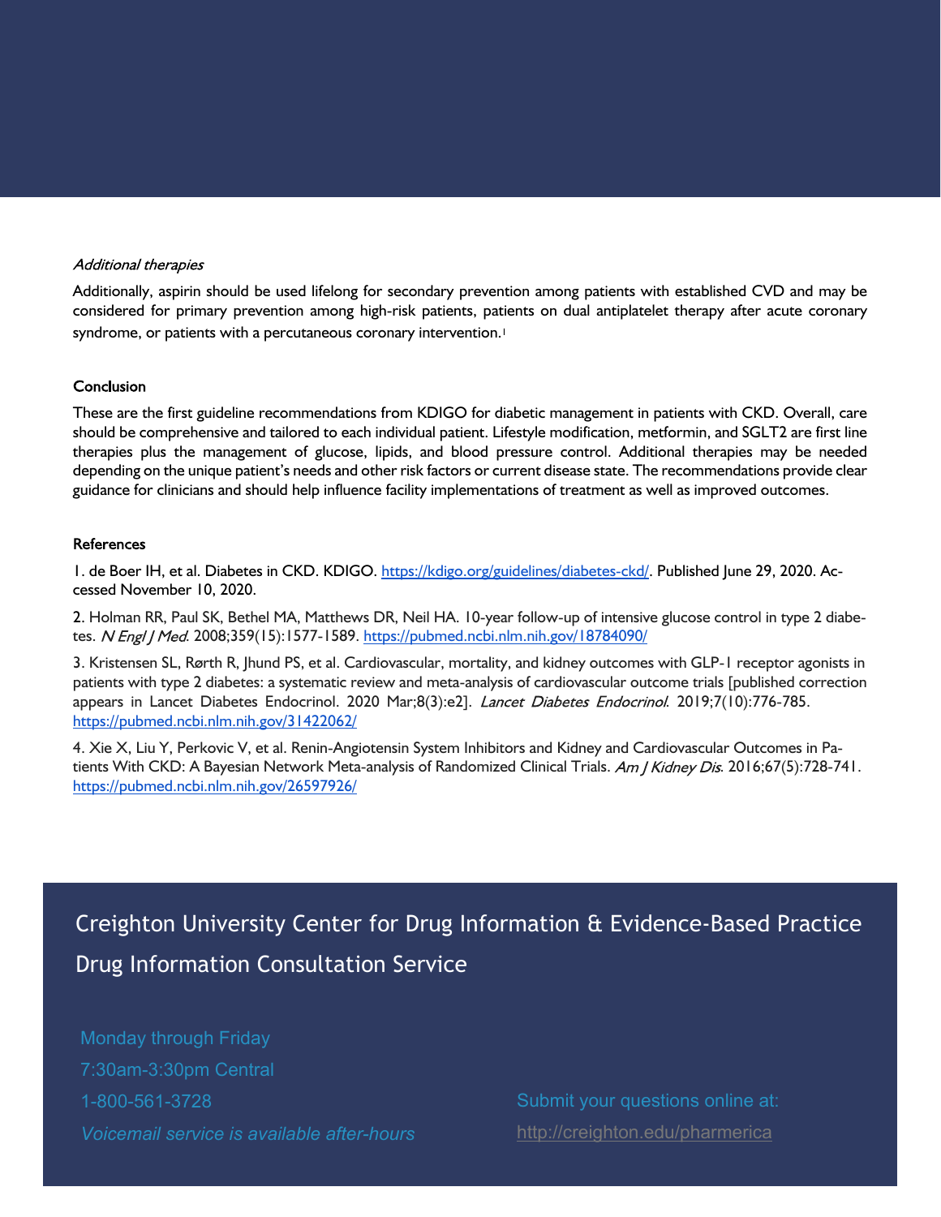*Additional therapies*

Additionally, aspirin should be used lifelong for secondary prevention among patients with established CVD and may be considered for primary prevention among high-risk patients, patients on dual antiplatelet therapy after acute coronary syndrome, or patients with a percutaneous coronary intervention.[1]

### Conclusion

These are the first guideline recommendations from KDIGO for diabetic management in patients with CKD. Overall, care should be comprehensive and tailored to each individual patient. Lifestyle modification, metformin, and SGLT2 are first line therapies plus the management of glucose, lipids, and blood pressure control. Additional therapies may be needed depending on the unique patient's needs and other risk factors or current disease state. The recommendations provide clear guidance for clinicians and should help influence facility implementations of treatment as well as improved outcomes.

### References

1. de Boer IH, et al. Diabetes in CKD. KDIGO. https://kdigo.org/guidelines/diabetes-ckd/. Published June 29, 2020. Accessed November 10, 2020.

2. Holman RR, Paul SK, Bethel MA, Matthews DR, Neil HA. 10-year follow-up of intensive glucose control in type 2 diabetes. *N Engl J Med*. 2008;359(15):1577-1589. https://pubmed.ncbi.nlm.nih.gov/18784090/

3. Kristensen SL, Rørth R, Jhund PS, et al. Cardiovascular, mortality, and kidney outcomes with GLP-1 receptor agonists in patients with type 2 diabetes: a systematic review and meta-analysis of cardiovascular outcome trials [published correction appears in Lancet Diabetes Endocrinol. 2020 Mar;8(3):e2]. *Lancet Diabetes Endocrinol*. 2019;7(10):776-785. https://pubmed.ncbi.nlm.nih.gov/31422062/

4. Xie X, Liu Y, Perkovic V, et al. Renin-Angiotensin System Inhibitors and Kidney and Cardiovascular Outcomes in Patients With CKD: A Bayesian Network Meta-analysis of Randomized Clinical Trials. *Am J Kidney Dis*. 2016;67(5):728-741. https://pubmed.ncbi.nlm.nih.gov/26597926/

## Creighton University Center for Drug Information & Evidence-Based Practice
## Drug Information Consultation Service

Monday through Friday
7:30am-3:30pm Central
1-800-561-3728
*Voicemail service is available after-hours*

Submit your questions online at:
http://creighton.edu/pharmerica